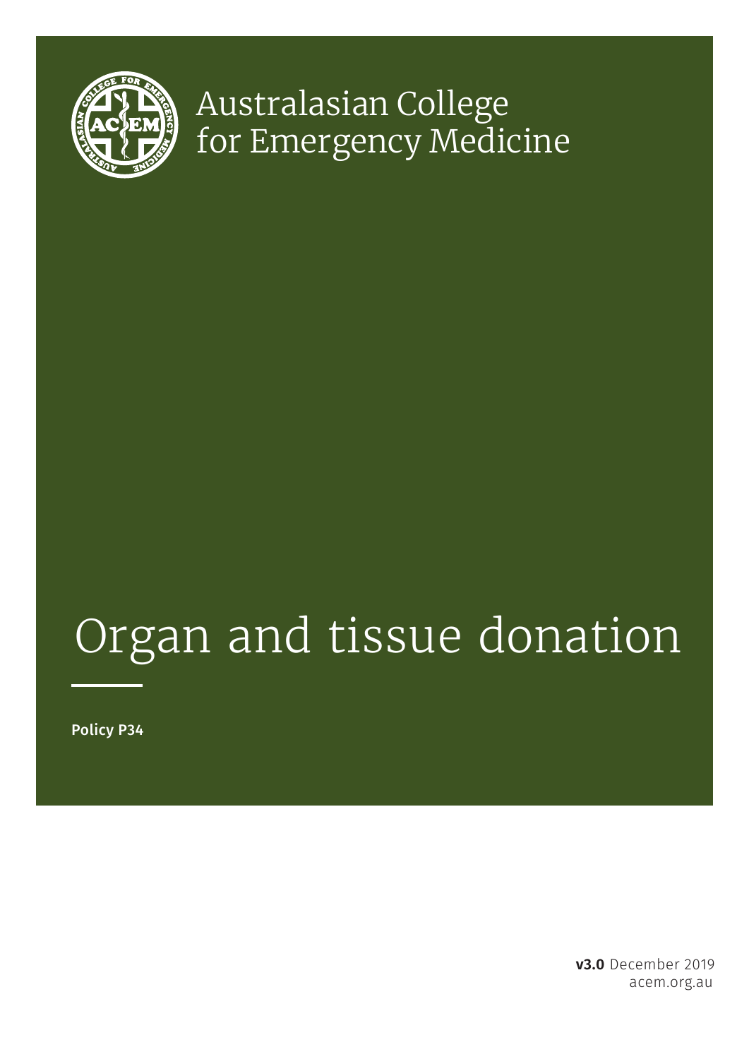Australasian College for Emergency Medicine

# Organ and tissue donation

**Policy P34**

**v3.0** December 2019

acem.org.au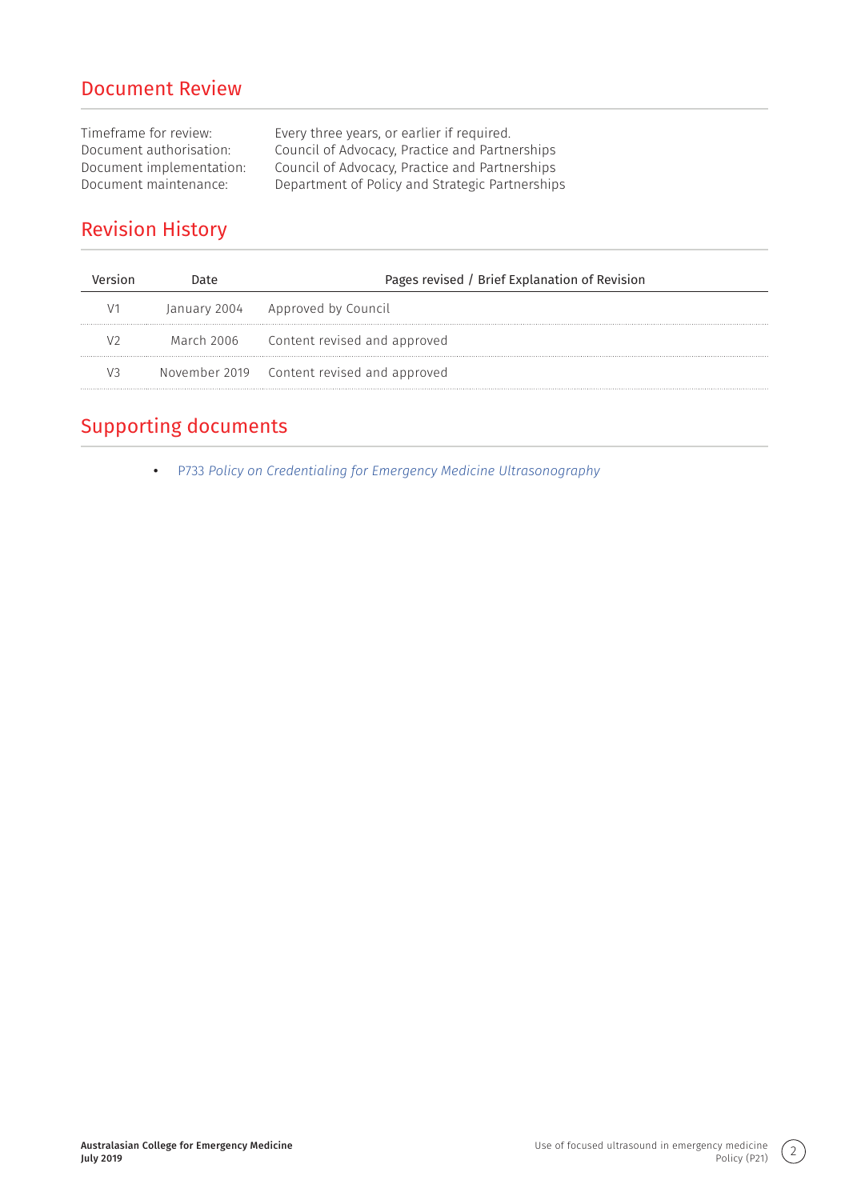## Document Review

Timeframe for review: Every three years, or earlier if required.
Document authorisation: Council of Advocacy, Practice and Partnerships
Document implementation: Council of Advocacy, Practice and Partnerships
Document maintenance: Department of Policy and Strategic Partnerships

## Revision History

| Version | Date | Pages revised / Brief Explanation of Revision |
|---|---|---|
| V1 | January 2004 | Approved by Council |
| V2 | March 2006 | Content revised and approved |
| V3 | November 2019 | Content revised and approved |

## Supporting documents

- *P733 Policy on Credentialing for Emergency Medicine Ultrasonography*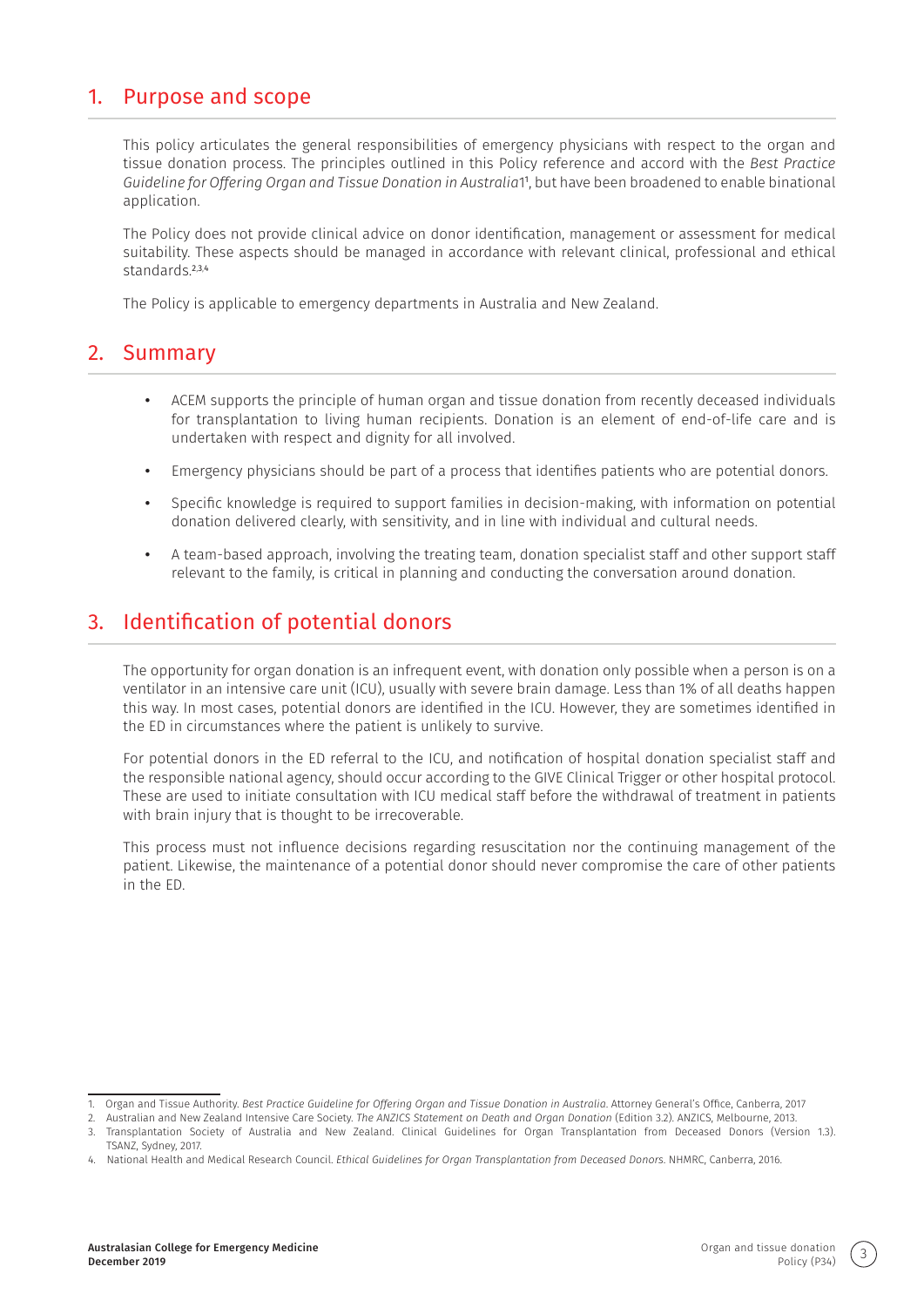## 1. Purpose and scope

This policy articulates the general responsibilities of emergency physicians with respect to the organ and tissue donation process. The principles outlined in this Policy reference and accord with the *Best Practice Guideline for Offering Organ and Tissue Donation in Australia*1[1], but have been broadened to enable binational application.

The Policy does not provide clinical advice on donor identification, management or assessment for medical suitability. These aspects should be managed in accordance with relevant clinical, professional and ethical standards.[2,3,4]

The Policy is applicable to emergency departments in Australia and New Zealand.

## 2. Summary

- ACEM supports the principle of human organ and tissue donation from recently deceased individuals for transplantation to living human recipients. Donation is an element of end-of-life care and is undertaken with respect and dignity for all involved.
- Emergency physicians should be part of a process that identifies patients who are potential donors.
- Specific knowledge is required to support families in decision-making, with information on potential donation delivered clearly, with sensitivity, and in line with individual and cultural needs.
- A team-based approach, involving the treating team, donation specialist staff and other support staff relevant to the family, is critical in planning and conducting the conversation around donation.

## 3. Identification of potential donors

The opportunity for organ donation is an infrequent event, with donation only possible when a person is on a ventilator in an intensive care unit (ICU), usually with severe brain damage. Less than 1% of all deaths happen this way. In most cases, potential donors are identified in the ICU. However, they are sometimes identified in the ED in circumstances where the patient is unlikely to survive.

For potential donors in the ED referral to the ICU, and notification of hospital donation specialist staff and the responsible national agency, should occur according to the GIVE Clinical Trigger or other hospital protocol. These are used to initiate consultation with ICU medical staff before the withdrawal of treatment in patients with brain injury that is thought to be irrecoverable.

This process must not influence decisions regarding resuscitation nor the continuing management of the patient. Likewise, the maintenance of a potential donor should never compromise the care of other patients in the ED.

---

1. Organ and Tissue Authority. *Best Practice Guideline for Offering Organ and Tissue Donation in Australia*. Attorney General's Office, Canberra, 2017
2. Australian and New Zealand Intensive Care Society. *The ANZICS Statement on Death and Organ Donation* (Edition 3.2). ANZICS, Melbourne, 2013.
3. Transplantation Society of Australia and New Zealand. Clinical Guidelines for Organ Transplantation from Deceased Donors (Version 1.3). TSANZ, Sydney, 2017.
4. National Health and Medical Research Council. *Ethical Guidelines for Organ Transplantation from Deceased Donors*. NHMRC, Canberra, 2016.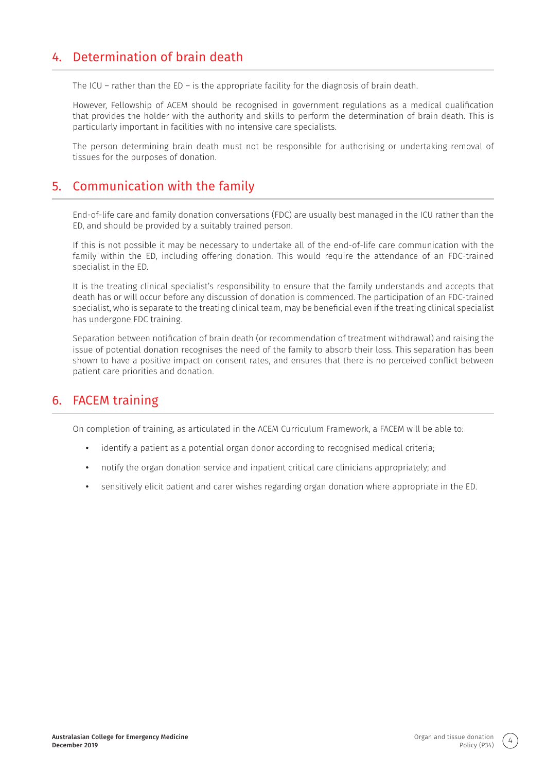## 4. Determination of brain death

The ICU – rather than the ED – is the appropriate facility for the diagnosis of brain death.

However, Fellowship of ACEM should be recognised in government regulations as a medical qualification that provides the holder with the authority and skills to perform the determination of brain death. This is particularly important in facilities with no intensive care specialists.

The person determining brain death must not be responsible for authorising or undertaking removal of tissues for the purposes of donation.

## 5. Communication with the family

End-of-life care and family donation conversations (FDC) are usually best managed in the ICU rather than the ED, and should be provided by a suitably trained person.

If this is not possible it may be necessary to undertake all of the end-of-life care communication with the family within the ED, including offering donation. This would require the attendance of an FDC-trained specialist in the ED.

It is the treating clinical specialist's responsibility to ensure that the family understands and accepts that death has or will occur before any discussion of donation is commenced. The participation of an FDC-trained specialist, who is separate to the treating clinical team, may be beneficial even if the treating clinical specialist has undergone FDC training.

Separation between notification of brain death (or recommendation of treatment withdrawal) and raising the issue of potential donation recognises the need of the family to absorb their loss. This separation has been shown to have a positive impact on consent rates, and ensures that there is no perceived conflict between patient care priorities and donation.

## 6. FACEM training

On completion of training, as articulated in the ACEM Curriculum Framework, a FACEM will be able to:

- identify a patient as a potential organ donor according to recognised medical criteria;
- notify the organ donation service and inpatient critical care clinicians appropriately; and
- sensitively elicit patient and carer wishes regarding organ donation where appropriate in the ED.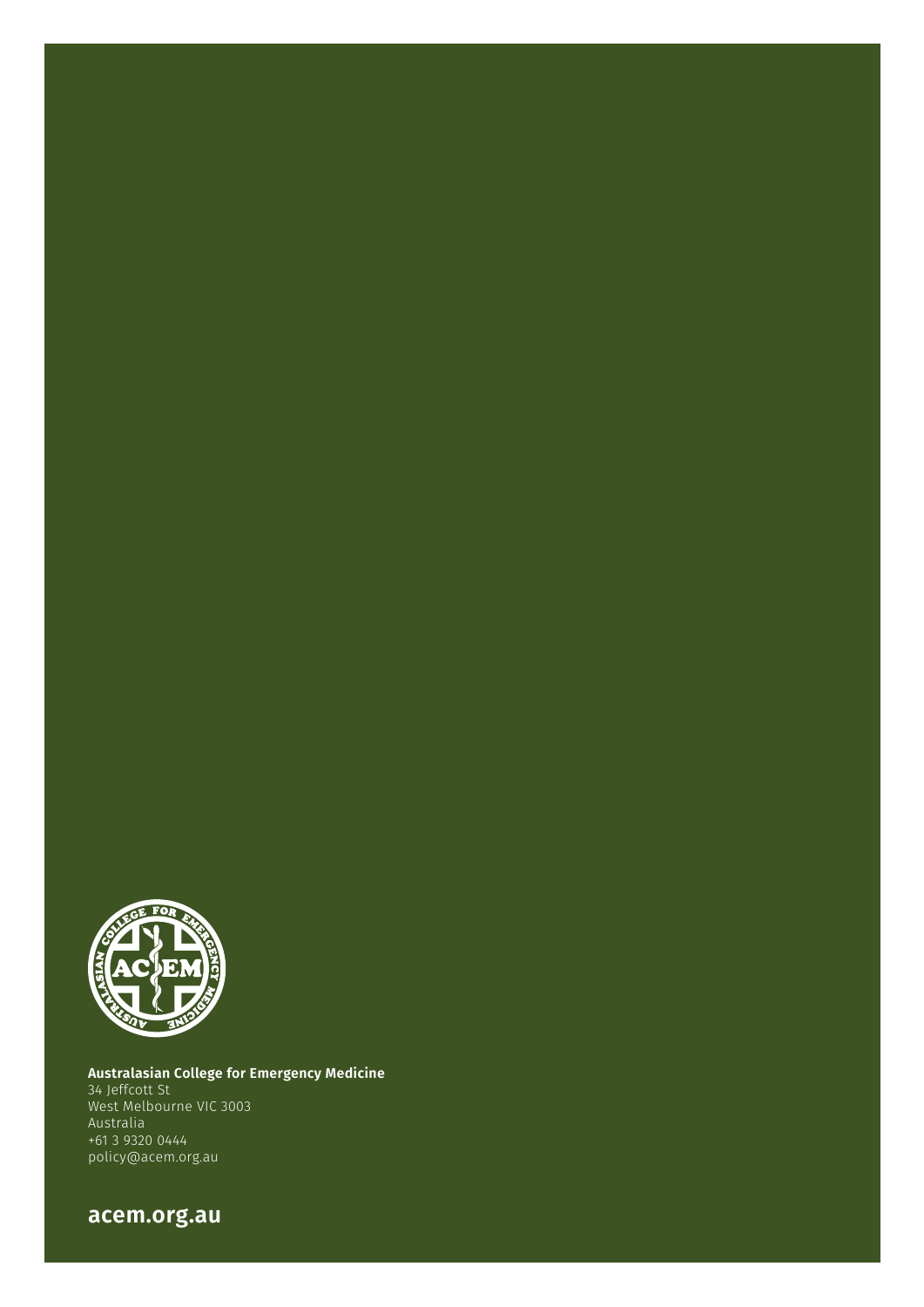**Australasian College for Emergency Medicine**
34 Jeffcott St
West Melbourne VIC 3003
Australia
+61 3 9320 0444
policy@acem.org.au

**acem.org.au**